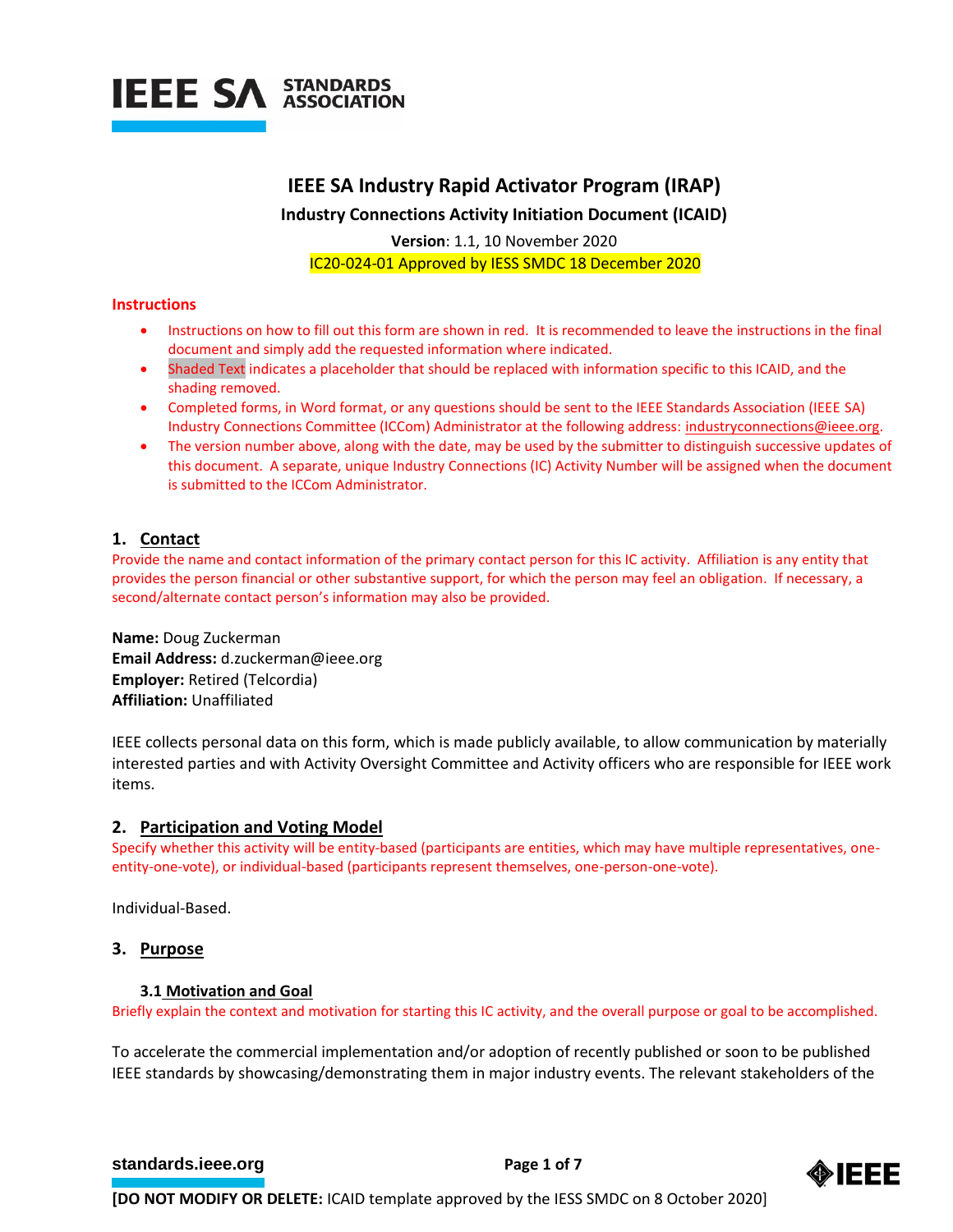IEEE SA STANDARDS ASSOCIATION

# IEEE SA Industry Rapid Activator Program (IRAP)

**Industry Connections Activity Initiation Document (ICAID)**

**Version**: 1.1, 10 November 2020

IC20-024-01 Approved by IESS SMDC 18 December 2020

## Instructions

- Instructions on how to fill out this form are shown in red. It is recommended to leave the instructions in the final document and simply add the requested information where indicated.
- Shaded Text indicates a placeholder that should be replaced with information specific to this ICAID, and the shading removed.
- Completed forms, in Word format, or any questions should be sent to the IEEE Standards Association (IEEE SA) Industry Connections Committee (ICCom) Administrator at the following address: industryconnections@ieee.org.
- The version number above, along with the date, may be used by the submitter to distinguish successive updates of this document. A separate, unique Industry Connections (IC) Activity Number will be assigned when the document is submitted to the ICCom Administrator.

## 1. Contact

Provide the name and contact information of the primary contact person for this IC activity. Affiliation is any entity that provides the person financial or other substantive support, for which the person may feel an obligation. If necessary, a second/alternate contact person's information may also be provided.

**Name:** Doug Zuckerman
**Email Address:** d.zuckerman@ieee.org
**Employer:** Retired (Telcordia)
**Affiliation:** Unaffiliated

IEEE collects personal data on this form, which is made publicly available, to allow communication by materially interested parties and with Activity Oversight Committee and Activity officers who are responsible for IEEE work items.

## 2. Participation and Voting Model

Specify whether this activity will be entity-based (participants are entities, which may have multiple representatives, one-entity-one-vote), or individual-based (participants represent themselves, one-person-one-vote).

Individual-Based.

## 3. Purpose

### 3.1 Motivation and Goal

Briefly explain the context and motivation for starting this IC activity, and the overall purpose or goal to be accomplished.

To accelerate the commercial implementation and/or adoption of recently published or soon to be published IEEE standards by showcasing/demonstrating them in major industry events. The relevant stakeholders of the

**[DO NOT MODIFY OR DELETE:** ICAID template approved by the IESS SMDC on 8 October 2020]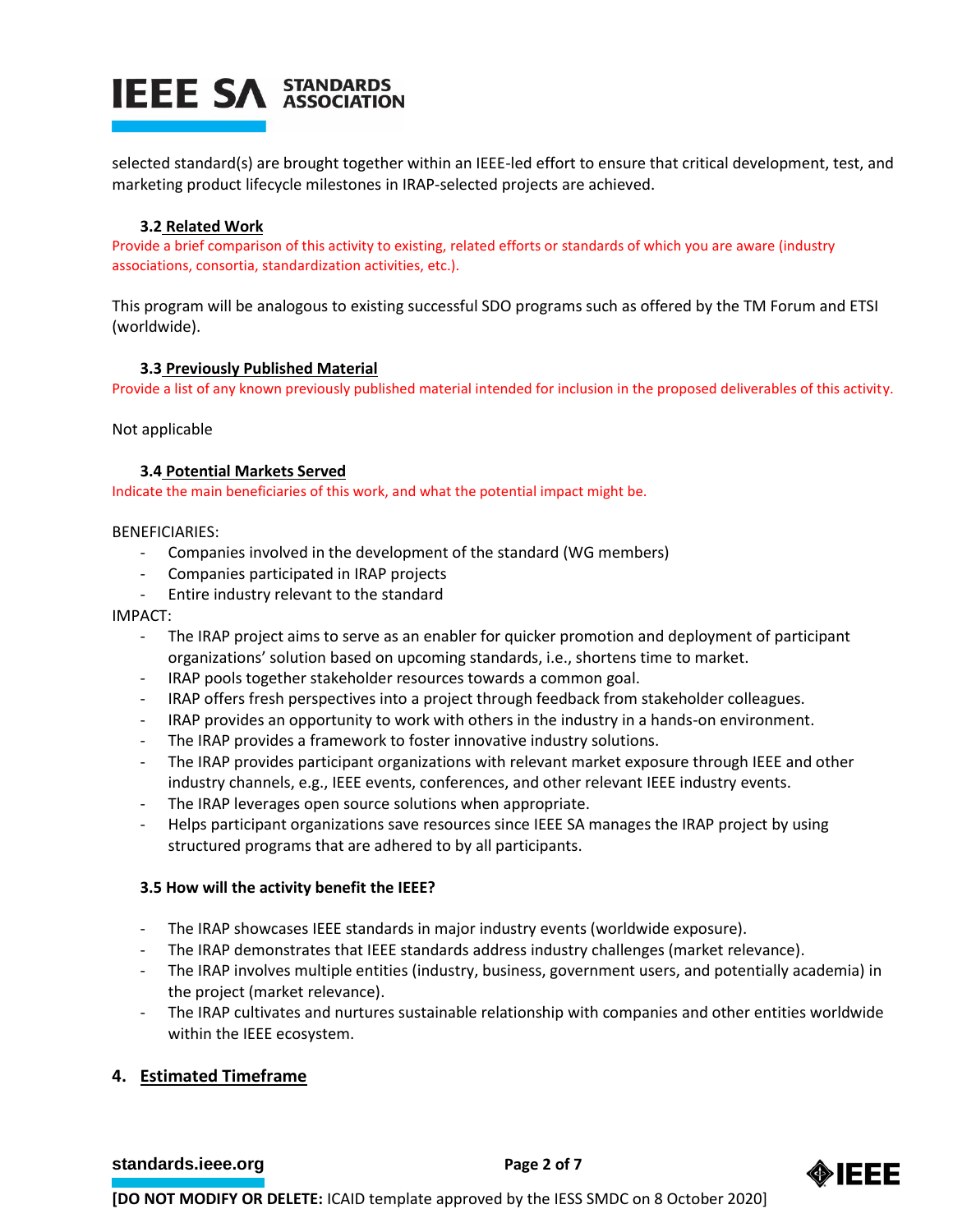selected standard(s) are brought together within an IEEE-led effort to ensure that critical development, test, and marketing product lifecycle milestones in IRAP-selected projects are achieved.

### 3.2 Related Work

Provide a brief comparison of this activity to existing, related efforts or standards of which you are aware (industry associations, consortia, standardization activities, etc.).

This program will be analogous to existing successful SDO programs such as offered by the TM Forum and ETSI (worldwide).

### 3.3 Previously Published Material

Provide a list of any known previously published material intended for inclusion in the proposed deliverables of this activity.

Not applicable

### 3.4 Potential Markets Served

Indicate the main beneficiaries of this work, and what the potential impact might be.

BENEFICIARIES:

- Companies involved in the development of the standard (WG members)
- Companies participated in IRAP projects
- Entire industry relevant to the standard

IMPACT:

- The IRAP project aims to serve as an enabler for quicker promotion and deployment of participant organizations' solution based on upcoming standards, i.e., shortens time to market.
- IRAP pools together stakeholder resources towards a common goal.
- IRAP offers fresh perspectives into a project through feedback from stakeholder colleagues.
- IRAP provides an opportunity to work with others in the industry in a hands-on environment.
- The IRAP provides a framework to foster innovative industry solutions.
- The IRAP provides participant organizations with relevant market exposure through IEEE and other industry channels, e.g., IEEE events, conferences, and other relevant IEEE industry events.
- The IRAP leverages open source solutions when appropriate.
- Helps participant organizations save resources since IEEE SA manages the IRAP project by using structured programs that are adhered to by all participants.

### 3.5 How will the activity benefit the IEEE?

- The IRAP showcases IEEE standards in major industry events (worldwide exposure).
- The IRAP demonstrates that IEEE standards address industry challenges (market relevance).
- The IRAP involves multiple entities (industry, business, government users, and potentially academia) in the project (market relevance).
- The IRAP cultivates and nurtures sustainable relationship with companies and other entities worldwide within the IEEE ecosystem.

## 4. Estimated Timeframe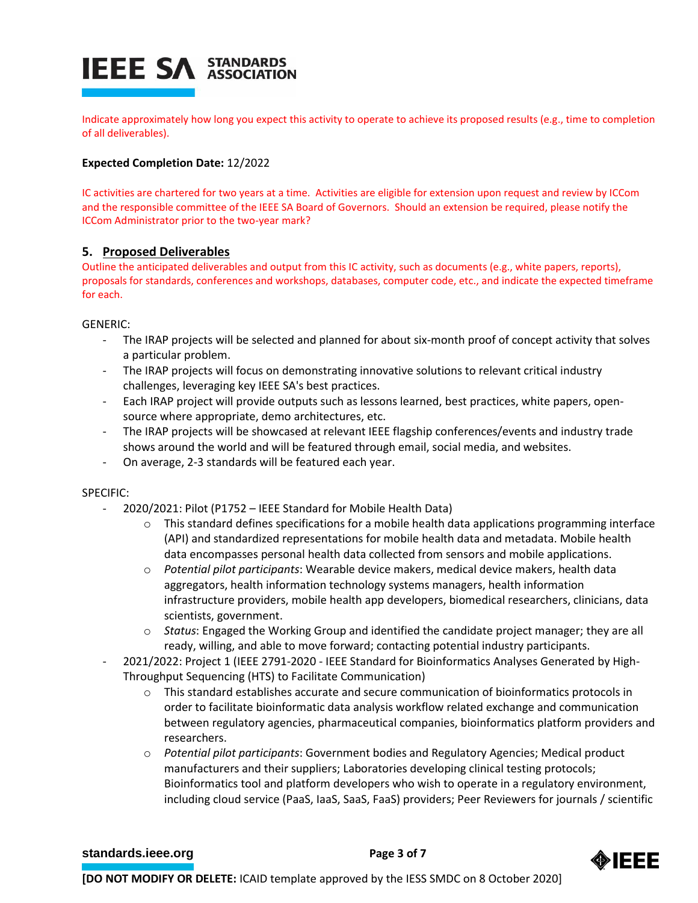Indicate approximately how long you expect this activity to operate to achieve its proposed results (e.g., time to completion of all deliverables).

**Expected Completion Date:** 12/2022

IC activities are chartered for two years at a time. Activities are eligible for extension upon request and review by ICCom and the responsible committee of the IEEE SA Board of Governors. Should an extension be required, please notify the ICCom Administrator prior to the two-year mark?

## 5. Proposed Deliverables

Outline the anticipated deliverables and output from this IC activity, such as documents (e.g., white papers, reports), proposals for standards, conferences and workshops, databases, computer code, etc., and indicate the expected timeframe for each.

GENERIC:

- The IRAP projects will be selected and planned for about six-month proof of concept activity that solves a particular problem.
- The IRAP projects will focus on demonstrating innovative solutions to relevant critical industry challenges, leveraging key IEEE SA's best practices.
- Each IRAP project will provide outputs such as lessons learned, best practices, white papers, open-source where appropriate, demo architectures, etc.
- The IRAP projects will be showcased at relevant IEEE flagship conferences/events and industry trade shows around the world and will be featured through email, social media, and websites.
- On average, 2-3 standards will be featured each year.

SPECIFIC:

- 2020/2021: Pilot (P1752 – IEEE Standard for Mobile Health Data)
  - This standard defines specifications for a mobile health data applications programming interface (API) and standardized representations for mobile health data and metadata. Mobile health data encompasses personal health data collected from sensors and mobile applications.
  - *Potential pilot participants*: Wearable device makers, medical device makers, health data aggregators, health information technology systems managers, health information infrastructure providers, mobile health app developers, biomedical researchers, clinicians, data scientists, government.
  - *Status*: Engaged the Working Group and identified the candidate project manager; they are all ready, willing, and able to move forward; contacting potential industry participants.
- 2021/2022: Project 1 (IEEE 2791-2020 - IEEE Standard for Bioinformatics Analyses Generated by High-Throughput Sequencing (HTS) to Facilitate Communication)
  - This standard establishes accurate and secure communication of bioinformatics protocols in order to facilitate bioinformatic data analysis workflow related exchange and communication between regulatory agencies, pharmaceutical companies, bioinformatics platform providers and researchers.
  - *Potential pilot participants*: Government bodies and Regulatory Agencies; Medical product manufacturers and their suppliers; Laboratories developing clinical testing protocols; Bioinformatics tool and platform developers who wish to operate in a regulatory environment, including cloud service (PaaS, IaaS, SaaS, FaaS) providers; Peer Reviewers for journals / scientific

**[DO NOT MODIFY OR DELETE:** ICAID template approved by the IESS SMDC on 8 October 2020]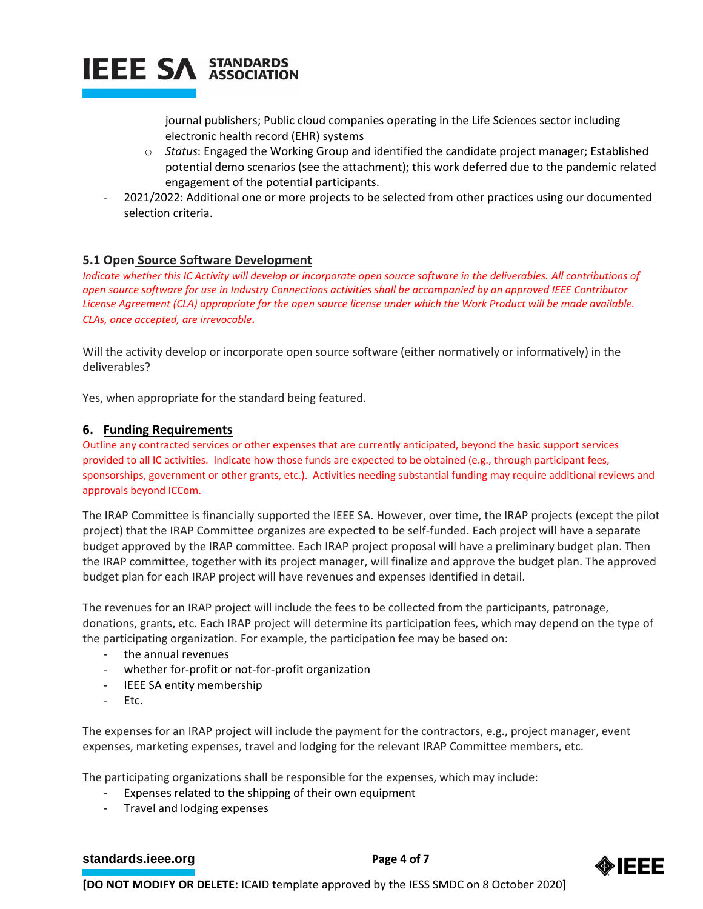journal publishers; Public cloud companies operating in the Life Sciences sector including electronic health record (EHR) systems
    - *Status*: Engaged the Working Group and identified the candidate project manager; Established potential demo scenarios (see the attachment); this work deferred due to the pandemic related engagement of the potential participants.
- 2021/2022: Additional one or more projects to be selected from other practices using our documented selection criteria.

### 5.1 Open Source Software Development

*Indicate whether this IC Activity will develop or incorporate open source software in the deliverables. All contributions of open source software for use in Industry Connections activities shall be accompanied by an approved IEEE Contributor License Agreement (CLA) appropriate for the open source license under which the Work Product will be made available. CLAs, once accepted, are irrevocable.*

Will the activity develop or incorporate open source software (either normatively or informatively) in the deliverables?

Yes, when appropriate for the standard being featured.

## 6. Funding Requirements

Outline any contracted services or other expenses that are currently anticipated, beyond the basic support services provided to all IC activities. Indicate how those funds are expected to be obtained (e.g., through participant fees, sponsorships, government or other grants, etc.). Activities needing substantial funding may require additional reviews and approvals beyond ICCom.

The IRAP Committee is financially supported the IEEE SA. However, over time, the IRAP projects (except the pilot project) that the IRAP Committee organizes are expected to be self-funded. Each project will have a separate budget approved by the IRAP committee. Each IRAP project proposal will have a preliminary budget plan. Then the IRAP committee, together with its project manager, will finalize and approve the budget plan. The approved budget plan for each IRAP project will have revenues and expenses identified in detail.

The revenues for an IRAP project will include the fees to be collected from the participants, patronage, donations, grants, etc. Each IRAP project will determine its participation fees, which may depend on the type of the participating organization. For example, the participation fee may be based on:

- the annual revenues
- whether for-profit or not-for-profit organization
- IEEE SA entity membership
- Etc.

The expenses for an IRAP project will include the payment for the contractors, e.g., project manager, event expenses, marketing expenses, travel and lodging for the relevant IRAP Committee members, etc.

The participating organizations shall be responsible for the expenses, which may include:

- Expenses related to the shipping of their own equipment
- Travel and lodging expenses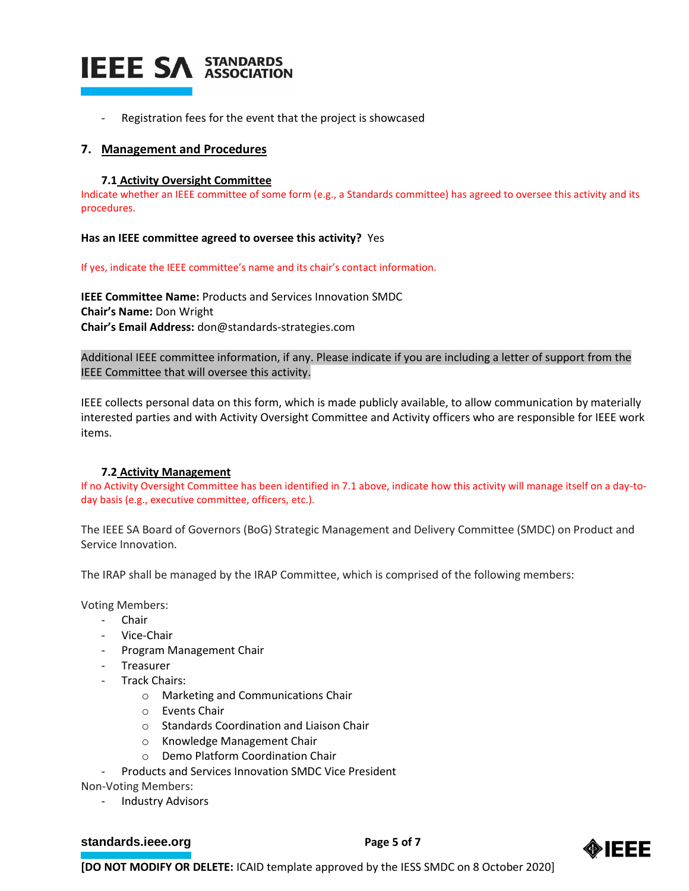- Registration fees for the event that the project is showcased

## 7. Management and Procedures

### 7.1 Activity Oversight Committee

Indicate whether an IEEE committee of some form (e.g., a Standards committee) has agreed to oversee this activity and its procedures.

**Has an IEEE committee agreed to oversee this activity?** Yes

If yes, indicate the IEEE committee's name and its chair's contact information.

**IEEE Committee Name:** Products and Services Innovation SMDC
**Chair's Name:** Don Wright
**Chair's Email Address:** don@standards-strategies.com

Additional IEEE committee information, if any. Please indicate if you are including a letter of support from the IEEE Committee that will oversee this activity.

IEEE collects personal data on this form, which is made publicly available, to allow communication by materially interested parties and with Activity Oversight Committee and Activity officers who are responsible for IEEE work items.

### 7.2 Activity Management

If no Activity Oversight Committee has been identified in 7.1 above, indicate how this activity will manage itself on a day-to-day basis (e.g., executive committee, officers, etc.).

The IEEE SA Board of Governors (BoG) Strategic Management and Delivery Committee (SMDC) on Product and Service Innovation.

The IRAP shall be managed by the IRAP Committee, which is comprised of the following members:

Voting Members:

- Chair
- Vice-Chair
- Program Management Chair
- Treasurer
- Track Chairs:
  - Marketing and Communications Chair
  - Events Chair
  - Standards Coordination and Liaison Chair
  - Knowledge Management Chair
  - Demo Platform Coordination Chair
- Products and Services Innovation SMDC Vice President

Non-Voting Members:

- Industry Advisors

**[DO NOT MODIFY OR DELETE:** ICAID template approved by the IESS SMDC on 8 October 2020]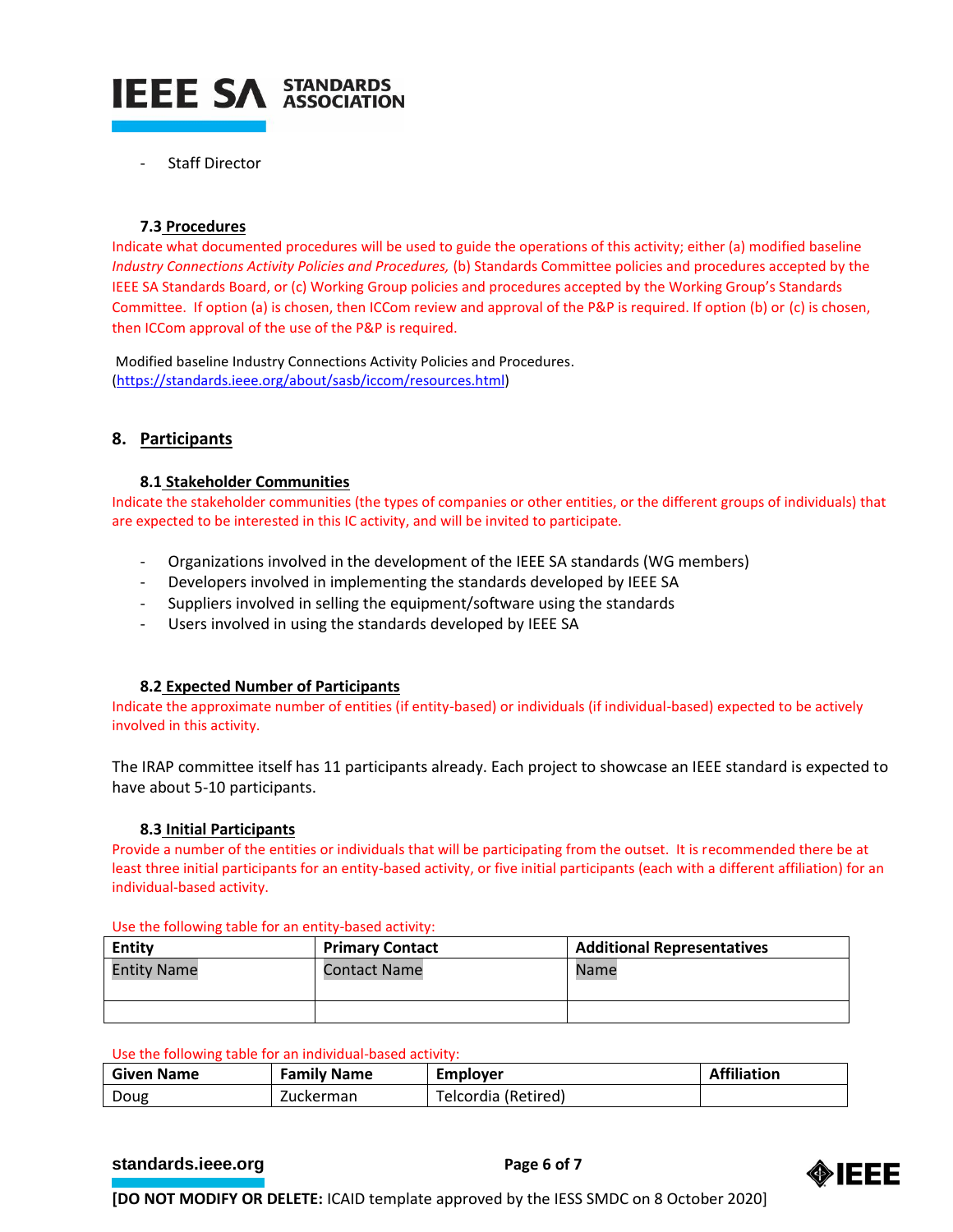- Staff Director

### 7.3 Procedures

Indicate what documented procedures will be used to guide the operations of this activity; either (a) modified baseline *Industry Connections Activity Policies and Procedures,* (b) Standards Committee policies and procedures accepted by the IEEE SA Standards Board, or (c) Working Group policies and procedures accepted by the Working Group's Standards Committee. If option (a) is chosen, then ICCom review and approval of the P&P is required. If option (b) or (c) is chosen, then ICCom approval of the use of the P&P is required.

Modified baseline Industry Connections Activity Policies and Procedures. (https://standards.ieee.org/about/sasb/iccom/resources.html)

## 8. Participants

### 8.1 Stakeholder Communities

Indicate the stakeholder communities (the types of companies or other entities, or the different groups of individuals) that are expected to be interested in this IC activity, and will be invited to participate.

- Organizations involved in the development of the IEEE SA standards (WG members)
- Developers involved in implementing the standards developed by IEEE SA
- Suppliers involved in selling the equipment/software using the standards
- Users involved in using the standards developed by IEEE SA

### 8.2 Expected Number of Participants

Indicate the approximate number of entities (if entity-based) or individuals (if individual-based) expected to be actively involved in this activity.

The IRAP committee itself has 11 participants already. Each project to showcase an IEEE standard is expected to have about 5-10 participants.

### 8.3 Initial Participants

Provide a number of the entities or individuals that will be participating from the outset. It is recommended there be at least three initial participants for an entity-based activity, or five initial participants (each with a different affiliation) for an individual-based activity.

Use the following table for an entity-based activity:

| Entity | Primary Contact | Additional Representatives |
|---|---|---|
| Entity Name | Contact Name | Name |
| | | |

Use the following table for an individual-based activity:

| Given Name | Family Name | Employer | Affiliation |
|---|---|---|---|
| Doug | Zuckerman | Telcordia (Retired) | |

**[DO NOT MODIFY OR DELETE:** ICAID template approved by the IESS SMDC on 8 October 2020]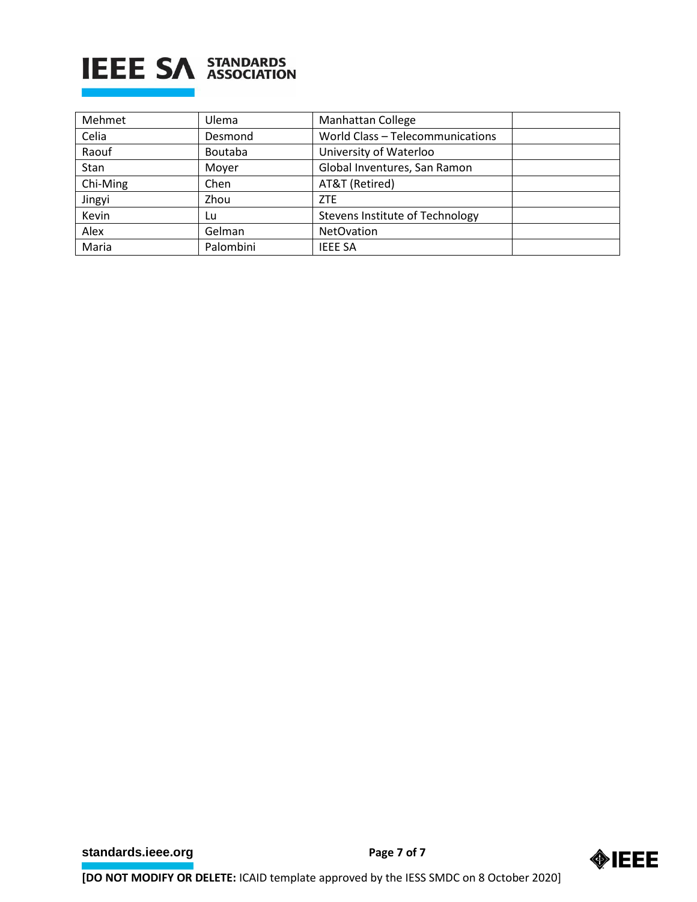| | | | |
|---|---|---|---|
| Mehmet | Ulema | Manhattan College | |
| Celia | Desmond | World Class – Telecommunications | |
| Raouf | Boutaba | University of Waterloo | |
| Stan | Moyer | Global Inventures, San Ramon | |
| Chi-Ming | Chen | AT&T (Retired) | |
| Jingyi | Zhou | ZTE | |
| Kevin | Lu | Stevens Institute of Technology | |
| Alex | Gelman | NetOvation | |
| Maria | Palombini | IEEE SA | |

**[DO NOT MODIFY OR DELETE:** ICAID template approved by the IESS SMDC on 8 October 2020]